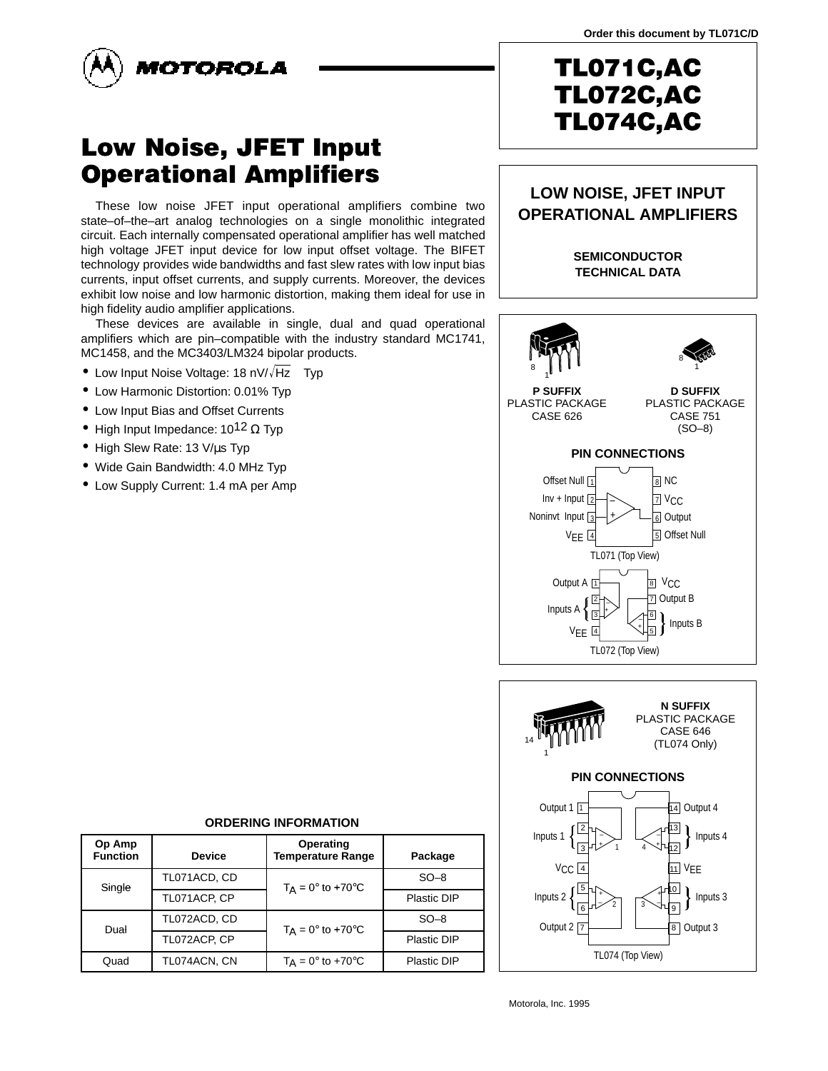Order this document by TL071C/D

MOTOROLA

# TL071C,AC
# TL072C,AC
# TL074C,AC

# Low Noise, JFET Input Operational Amplifiers

These low noise JFET input operational amplifiers combine two state–of–the–art analog technologies on a single monolithic integrated circuit. Each internally compensated operational amplifier has well matched high voltage JFET input device for low input offset voltage. The BIFET technology provides wide bandwidths and fast slew rates with low input bias currents, input offset currents, and supply currents. Moreover, the devices exhibit low noise and low harmonic distortion, making them ideal for use in high fidelity audio amplifier applications.

These devices are available in single, dual and quad operational amplifiers which are pin–compatible with the industry standard MC1741, MC1458, and the MC3403/LM324 bipolar products.

- Low Input Noise Voltage: 18 nV/$\sqrt{Hz}$ Typ
- Low Harmonic Distortion: 0.01% Typ
- Low Input Bias and Offset Currents
- High Input Impedance: $10^{12}$ Ω Typ
- High Slew Rate: 13 V/μs Typ
- Wide Gain Bandwidth: 4.0 MHz Typ
- Low Supply Current: 1.4 mA per Amp

## LOW NOISE, JFET INPUT OPERATIONAL AMPLIFIERS

**SEMICONDUCTOR TECHNICAL DATA**

**P SUFFIX**
PLASTIC PACKAGE
CASE 626

**D SUFFIX**
PLASTIC PACKAGE
CASE 751
(SO–8)

### PIN CONNECTIONS

TL071 (Top View): 1 Offset Null, 2 Inv + Input, 3 Noninvt Input, 4 $V_{EE}$, 5 Offset Null, 6 Output, 7 $V_{CC}$, 8 NC

TL072 (Top View): 1 Output A, 2–3 Inputs A, 4 $V_{EE}$, 5–6 Inputs B, 7 Output B, 8 $V_{CC}$

**N SUFFIX**
PLASTIC PACKAGE
CASE 646
(TL074 Only)

### PIN CONNECTIONS

TL074 (Top View): 1 Output 1, 2–3 Inputs 1, 4 $V_{CC}$, 5–6 Inputs 2, 7 Output 2, 8 Output 3, 9–10 Inputs 3, 11 $V_{EE}$, 12–13 Inputs 4, 14 Output 4

### ORDERING INFORMATION

| Op Amp Function | Device | Operating Temperature Range | Package |
|---|---|---|---|
| Single | TL071ACD, CD | $T_A$ = 0° to +70°C | SO–8 |
| | TL071ACP, CP | | Plastic DIP |
| Dual | TL072ACD, CD | $T_A$ = 0° to +70°C | SO–8 |
| | TL072ACP, CP | | Plastic DIP |
| Quad | TL074ACN, CN | $T_A$ = 0° to +70°C | Plastic DIP |

Motorola, Inc. 1995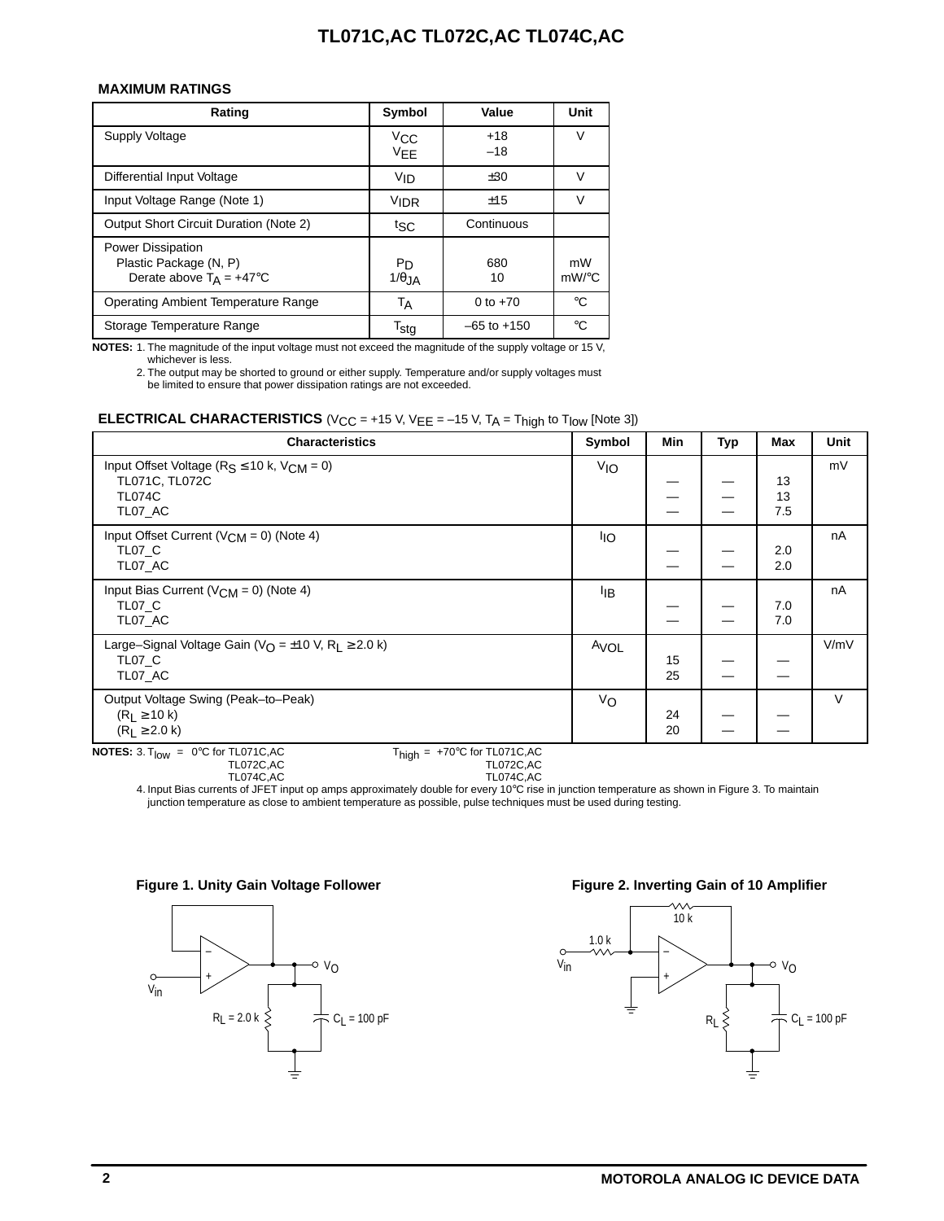## MAXIMUM RATINGS

| Rating | Symbol | Value | Unit |
|---|---|---|---|
| Supply Voltage | $V_{CC}$<br>$V_{EE}$ | +18<br>–18 | V |
| Differential Input Voltage | $V_{ID}$ | ±30 | V |
| Input Voltage Range (Note 1) | $V_{IDR}$ | ±15 | V |
| Output Short Circuit Duration (Note 2) | $t_{SC}$ | Continuous | |
| Power Dissipation<br>Plastic Package (N, P)<br>Derate above $T_A$ = +47°C | $P_D$<br>$1/\theta_{JA}$ | 680<br>10 | mW<br>mW/°C |
| Operating Ambient Temperature Range | $T_A$ | 0 to +70 | °C |
| Storage Temperature Range | $T_{stg}$ | –65 to +150 | °C |

**NOTES:** 1. The magnitude of the input voltage must not exceed the magnitude of the supply voltage or 15 V, whichever is less.
2. The output may be shorted to ground or either supply. Temperature and/or supply voltages must be limited to ensure that power dissipation ratings are not exceeded.

## ELECTRICAL CHARACTERISTICS ($V_{CC}$ = +15 V, $V_{EE}$ = –15 V, $T_A$ = $T_{high}$ to $T_{low}$ [Note 3])

| Characteristics | Symbol | Min | Typ | Max | Unit |
|---|---|---|---|---|---|
| Input Offset Voltage ($R_S$ ≤ 10 k, $V_{CM}$ = 0)<br>TL071C, TL072C<br>TL074C<br>TL07_AC | $V_{IO}$ | <br>—<br>—<br>— | <br>—<br>—<br>— | <br>13<br>13<br>7.5 | mV |
| Input Offset Current ($V_{CM}$ = 0) (Note 4)<br>TL07_C<br>TL07_AC | $I_{IO}$ | <br>—<br>— | <br>—<br>— | <br>2.0<br>2.0 | nA |
| Input Bias Current ($V_{CM}$ = 0) (Note 4)<br>TL07_C<br>TL07_AC | $I_{IB}$ | <br>—<br>— | <br>—<br>— | <br>7.0<br>7.0 | nA |
| Large–Signal Voltage Gain ($V_O$ = ±10 V, $R_L$ ≥ 2.0 k)<br>TL07_C<br>TL07_AC | $A_{VOL}$ | <br>15<br>25 | <br>—<br>— | <br>—<br>— | V/mV |
| Output Voltage Swing (Peak–to–Peak)<br>($R_L$ ≥ 10 k)<br>($R_L$ ≥ 2.0 k) | $V_O$ | <br>24<br>20 | <br>—<br>— | <br>—<br>— | V |

**NOTES:** 3. $T_{low}$ = 0°C for TL071C,AC, TL072C,AC, TL074C,AC; $T_{high}$ = +70°C for TL071C,AC, TL072C,AC, TL074C,AC
4. Input Bias currents of JFET input op amps approximately double for every 10°C rise in junction temperature as shown in Figure 3. To maintain junction temperature as close to ambient temperature as possible, pulse techniques must be used during testing.

**Figure 1. Unity Gain Voltage Follower**

**Figure 2. Inverting Gain of 10 Amplifier**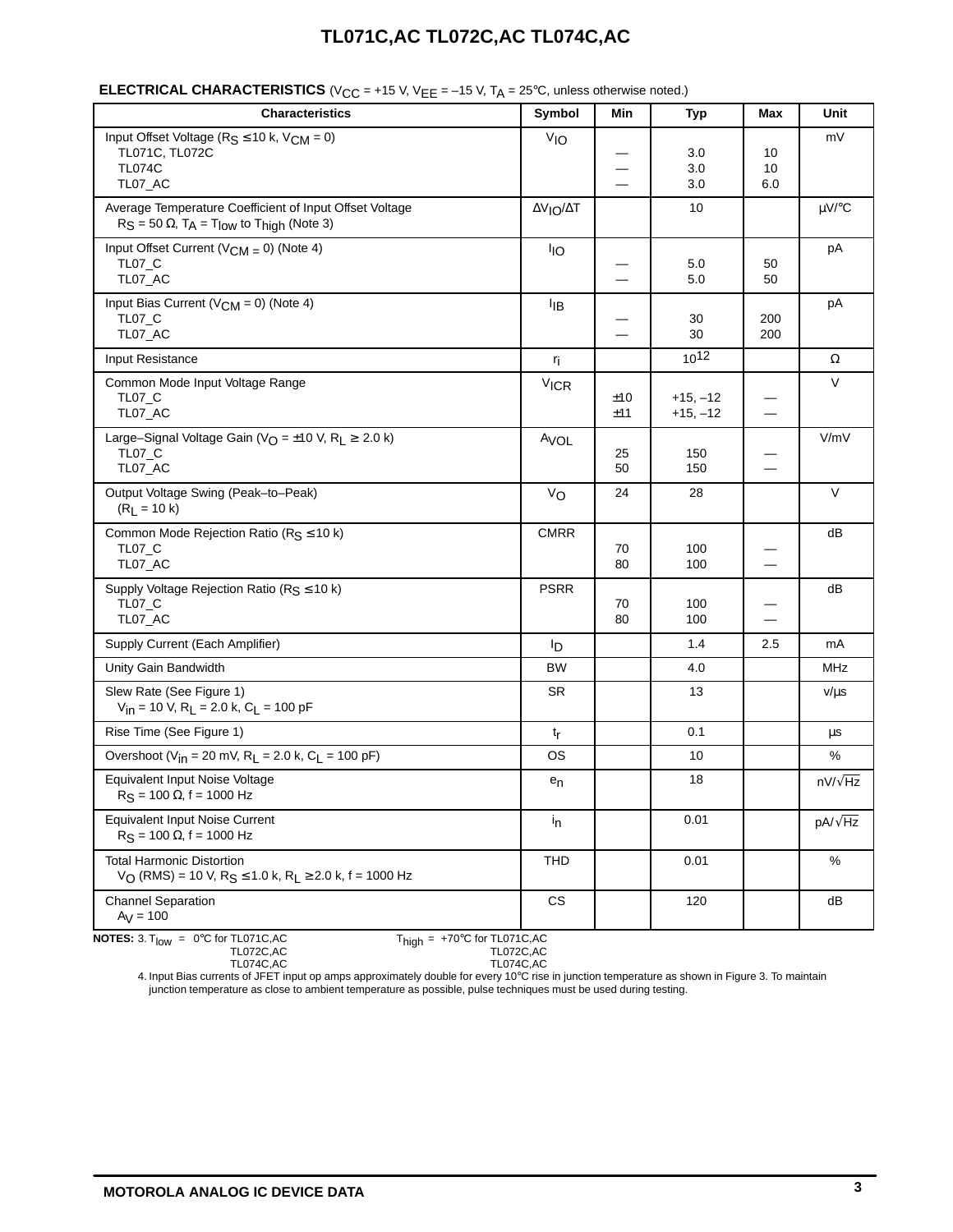## ELECTRICAL CHARACTERISTICS ($V_{CC}$ = +15 V, $V_{EE}$ = –15 V, $T_A$ = 25°C, unless otherwise noted.)

| Characteristics | Symbol | Min | Typ | Max | Unit |
|---|---|---|---|---|---|
| Input Offset Voltage ($R_S$ ≤ 10 k, $V_{CM}$ = 0) | $V_{IO}$ | | | | mV |
| TL071C, TL072C | | — | 3.0 | 10 | |
| TL074C | | — | 3.0 | 10 | |
| TL07_AC | | — | 3.0 | 6.0 | |
| Average Temperature Coefficient of Input Offset Voltage $R_S$ = 50 Ω, $T_A$ = $T_{low}$ to $T_{high}$ (Note 3) | $\Delta V_{IO}/\Delta T$ | | 10 | | µV/°C |
| Input Offset Current ($V_{CM}$ = 0) (Note 4) | $I_{IO}$ | | | | pA |
| TL07_C | | — | 5.0 | 50 | |
| TL07_AC | | — | 5.0 | 50 | |
| Input Bias Current ($V_{CM}$ = 0) (Note 4) | $I_{IB}$ | | | | pA |
| TL07_C | | — | 30 | 200 | |
| TL07_AC | | — | 30 | 200 | |
| Input Resistance | $r_i$ | | $10^{12}$ | | Ω |
| Common Mode Input Voltage Range | $V_{ICR}$ | | | | V |
| TL07_C | | ±10 | +15, –12 | — | |
| TL07_AC | | ±11 | +15, –12 | — | |
| Large–Signal Voltage Gain ($V_O$ = ±10 V, $R_L$ ≥ 2.0 k) | $A_{VOL}$ | | | | V/mV |
| TL07_C | | 25 | 150 | — | |
| TL07_AC | | 50 | 150 | — | |
| Output Voltage Swing (Peak–to–Peak) ($R_L$ = 10 k) | $V_O$ | 24 | 28 | | V |
| Common Mode Rejection Ratio ($R_S$ ≤ 10 k) | CMRR | | | | dB |
| TL07_C | | 70 | 100 | — | |
| TL07_AC | | 80 | 100 | — | |
| Supply Voltage Rejection Ratio ($R_S$ ≤ 10 k) | PSRR | | | | dB |
| TL07_C | | 70 | 100 | — | |
| TL07_AC | | 80 | 100 | — | |
| Supply Current (Each Amplifier) | $I_D$ | | 1.4 | 2.5 | mA |
| Unity Gain Bandwidth | BW | | 4.0 | | MHz |
| Slew Rate (See Figure 1) $V_{in}$ = 10 V, $R_L$ = 2.0 k, $C_L$ = 100 pF | SR | | 13 | | v/µs |
| Rise Time (See Figure 1) | $t_r$ | | 0.1 | | µs |
| Overshoot ($V_{in}$ = 20 mV, $R_L$ = 2.0 k, $C_L$ = 100 pF) | OS | | 10 | | % |
| Equivalent Input Noise Voltage $R_S$ = 100 Ω, f = 1000 Hz | $e_n$ | | 18 | | $nV/\sqrt{Hz}$ |
| Equivalent Input Noise Current $R_S$ = 100 Ω, f = 1000 Hz | $i_n$ | | 0.01 | | $pA/\sqrt{Hz}$ |
| Total Harmonic Distortion $V_O$ (RMS) = 10 V, $R_S$ ≤ 1.0 k, $R_L$ ≥ 2.0 k, f = 1000 Hz | THD | | 0.01 | | % |
| Channel Separation $A_V$ = 100 | CS | | 120 | | dB |

**NOTES:** 3. $T_{low}$ = 0°C for TL071C,AC, TL072C,AC, TL074C,AC; $T_{high}$ = +70°C for TL071C,AC, TL072C,AC, TL074C,AC

4. Input Bias currents of JFET input op amps approximately double for every 10°C rise in junction temperature as shown in Figure 3. To maintain junction temperature as close to ambient temperature as possible, pulse techniques must be used during testing.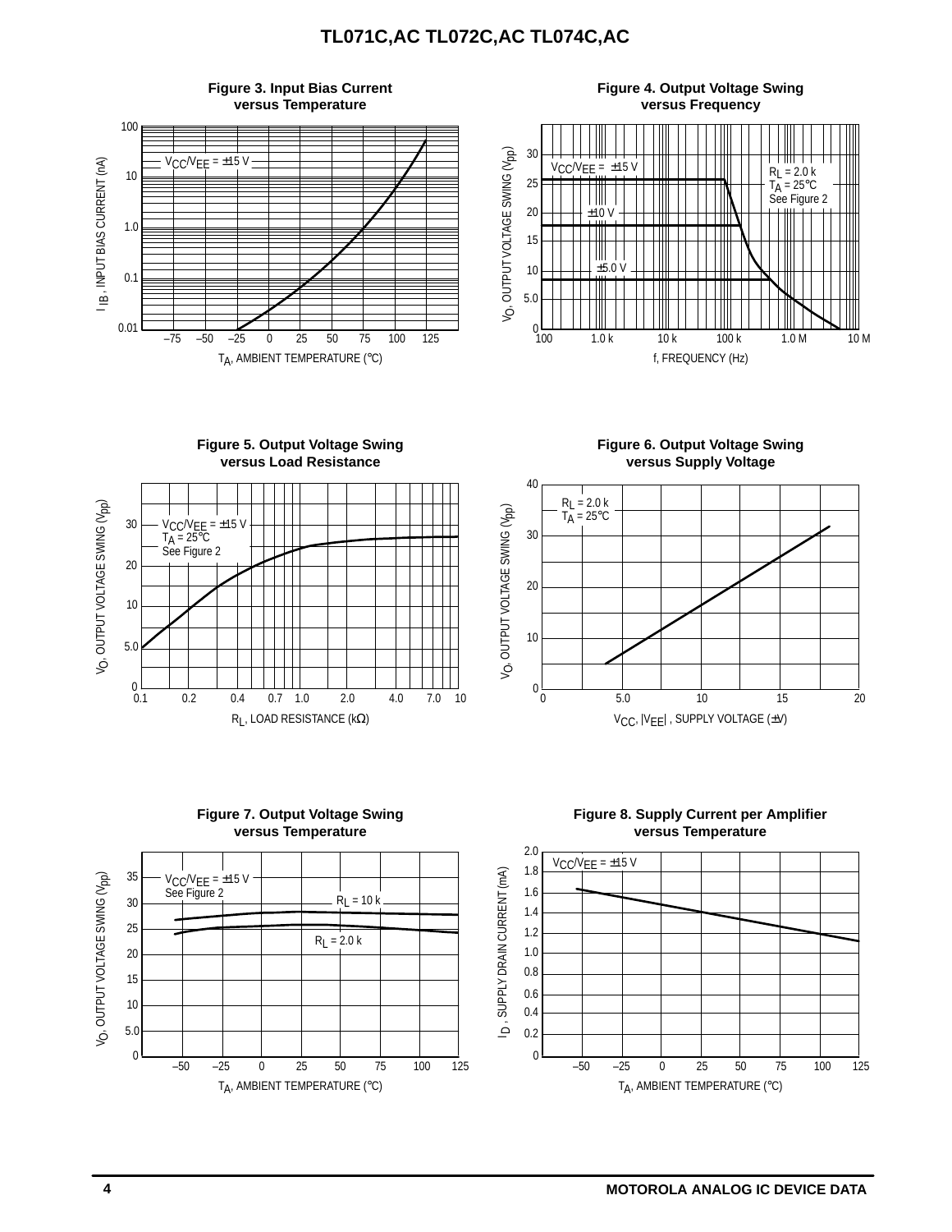**Figure 3. Input Bias Current versus Temperature**

$V_{CC}/V_{EE} = \pm15$ V

$I_{IB}$, INPUT BIAS CURRENT (nA)

$T_A$, AMBIENT TEMPERATURE (°C)

**Figure 4. Output Voltage Swing versus Frequency**

$V_{CC}/V_{EE} = \pm15$ V

±10 V

±5.0 V

$R_L = 2.0$ k
$T_A = 25°C$
See Figure 2

$V_O$, OUTPUT VOLTAGE SWING ($V_{pp}$)

f, FREQUENCY (Hz)

**Figure 5. Output Voltage Swing versus Load Resistance**

$V_{CC}/V_{EE} = \pm15$ V
$T_A = 25°C$
See Figure 2

$V_O$, OUTPUT VOLTAGE SWING ($V_{pp}$)

$R_L$, LOAD RESISTANCE (kΩ)

**Figure 6. Output Voltage Swing versus Supply Voltage**

$R_L = 2.0$ k
$T_A = 25°C$

$V_O$, OUTPUT VOLTAGE SWING ($V_{pp}$)

$V_{CC}$, $|V_{EE}|$, SUPPLY VOLTAGE (±V)

**Figure 7. Output Voltage Swing versus Temperature**

$V_{CC}/V_{EE} = \pm15$ V
See Figure 2

$R_L = 10$ k

$R_L = 2.0$ k

$V_O$, OUTPUT VOLTAGE SWING ($V_{pp}$)

$T_A$, AMBIENT TEMPERATURE (°C)

**Figure 8. Supply Current per Amplifier versus Temperature**

$V_{CC}/V_{EE} = \pm15$ V

$I_D$, SUPPLY DRAIN CURRENT (mA)

$T_A$, AMBIENT TEMPERATURE (°C)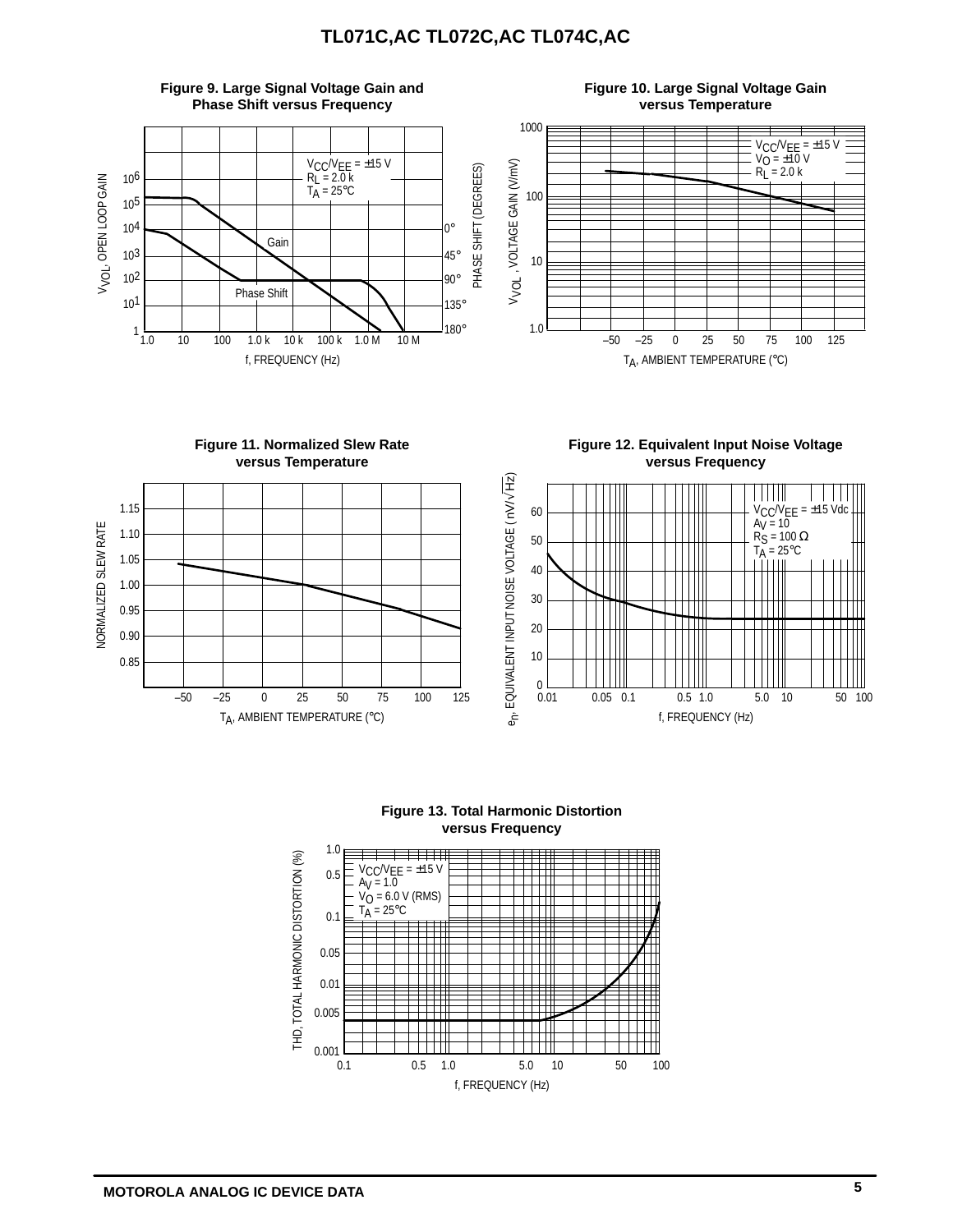**Figure 9. Large Signal Voltage Gain and Phase Shift versus Frequency**

$V_{CC}/V_{EE}$ = ±15 V
$R_L$ = 2.0 k
$T_A$ = 25°C

$V_{VOL}$, OPEN LOOP GAIN

PHASE SHIFT (DEGREES)

f, FREQUENCY (Hz)

**Figure 10. Large Signal Voltage Gain versus Temperature**

$V_{CC}/V_{EE}$ = ±15 V
$V_O$ = ±10 V
$R_L$ = 2.0 k

$V_{VOL}$, VOLTAGE GAIN (V/mV)

$T_A$, AMBIENT TEMPERATURE (°C)

**Figure 11. Normalized Slew Rate versus Temperature**

NORMALIZED SLEW RATE

$T_A$, AMBIENT TEMPERATURE (°C)

**Figure 12. Equivalent Input Noise Voltage versus Frequency**

$V_{CC}/V_{EE}$ = ±15 Vdc
$A_V$ = 10
$R_S$ = 100 Ω
$T_A$ = 25°C

$e_n$, EQUIVALENT INPUT NOISE VOLTAGE ( nV/$\sqrt{Hz}$)

f, FREQUENCY (Hz)

**Figure 13. Total Harmonic Distortion versus Frequency**

$V_{CC}/V_{EE}$ = ±15 V
$A_V$ = 1.0
$V_O$ = 6.0 V (RMS)
$T_A$ = 25°C

THD, TOTAL HARMONIC DISTORTION (%)

f, FREQUENCY (Hz)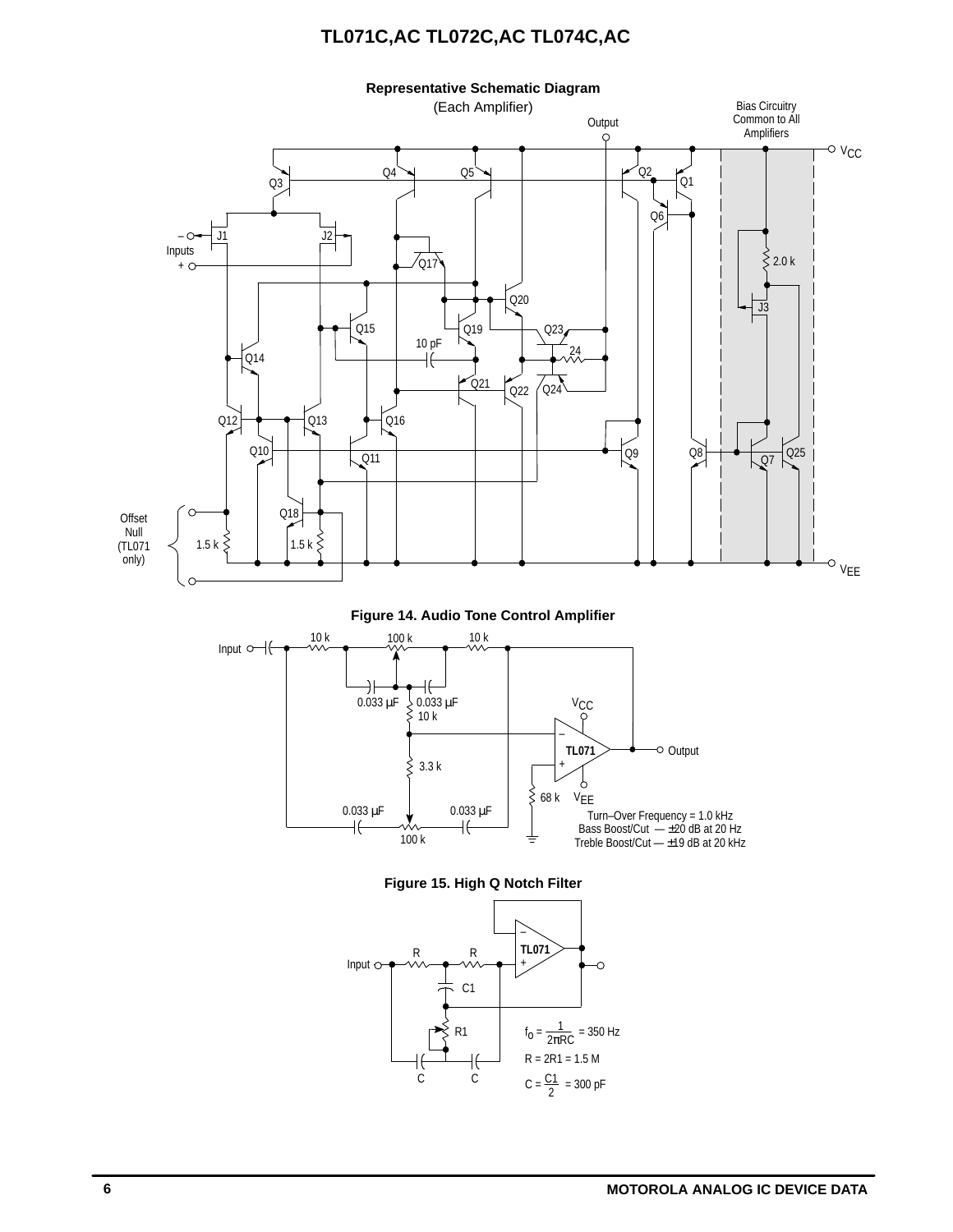**Representative Schematic Diagram**

(Each Amplifier)

Bias Circuitry Common to All Amplifiers

Output

$V_{CC}$

Q1, Q2, Q3, Q4, Q5, Q6, Q7, Q8, Q9, Q10, Q11, Q12, Q13, Q14, Q15, Q16, Q17, Q18, Q19, Q20, Q21, Q22, Q23, Q24, Q25, J1, J2, J3

– Inputs +

2.0 k

10 pF

24

Offset Null (TL071 only)

1.5 k    1.5 k

$V_{EE}$

**Figure 14. Audio Tone Control Amplifier**

Input

10 k, 100 k, 10 k

0.033 µF, 0.033 µF

10 k

3.3 k

0.033 µF, 0.033 µF

100 k

$V_{CC}$

TL071

Output

68 k

$V_{EE}$

Turn–Over Frequency = 1.0 kHz
Bass Boost/Cut — ±20 dB at 20 Hz
Treble Boost/Cut — ±19 dB at 20 kHz

**Figure 15. High Q Notch Filter**

Input

R, R

C1

R1

C, C

TL071

$f_o = \frac{1}{2\pi RC} = 350\ \text{Hz}$

R = 2R1 = 1.5 M

$C = \frac{C1}{2} = 300\ \text{pF}$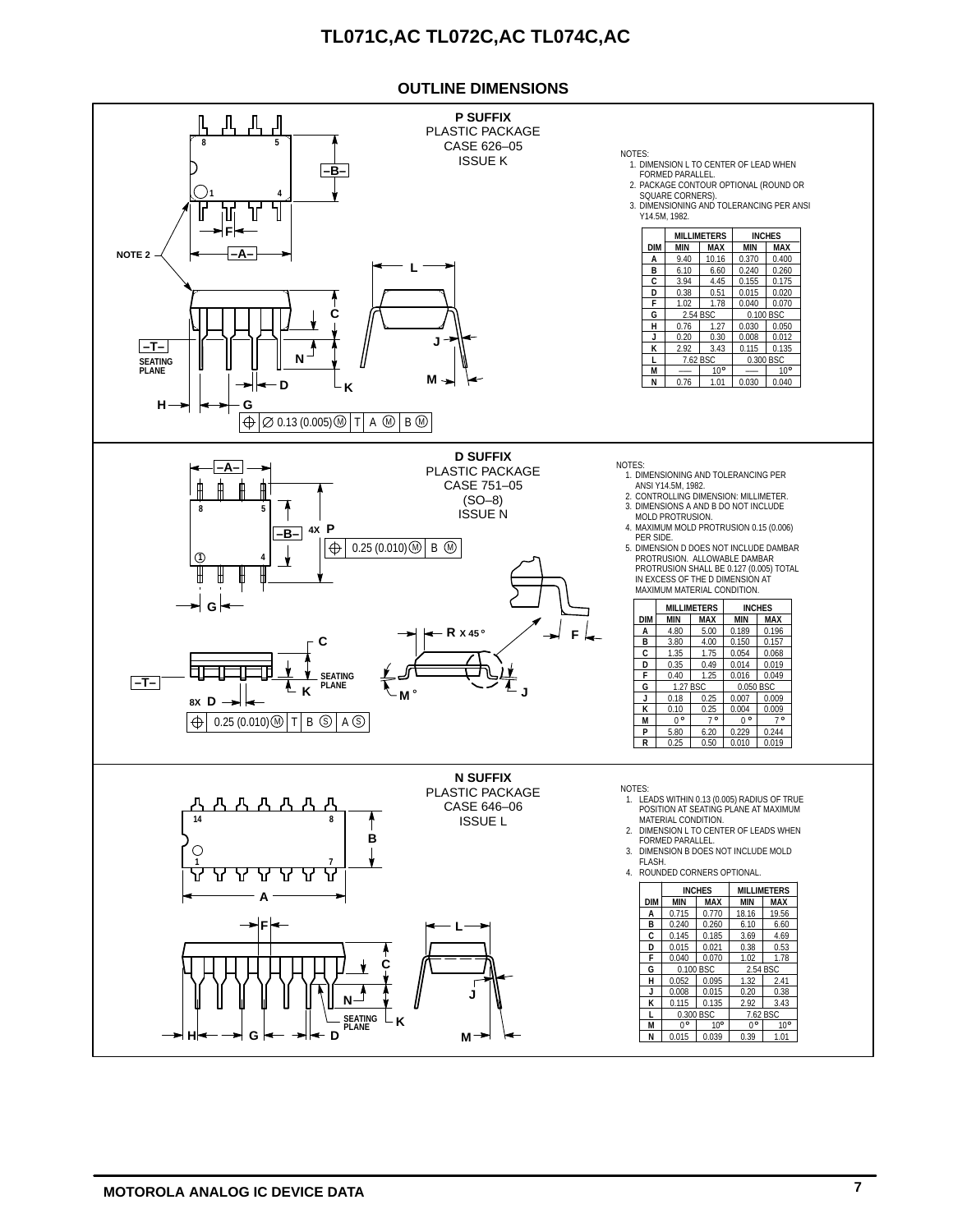## OUTLINE DIMENSIONS

### P SUFFIX
PLASTIC PACKAGE
CASE 626–05
ISSUE K

NOTES:
1. DIMENSION L TO CENTER OF LEAD WHEN FORMED PARALLEL.
2. PACKAGE CONTOUR OPTIONAL (ROUND OR SQUARE CORNERS).
3. DIMENSIONING AND TOLERANCING PER ANSI Y14.5M, 1982.

| DIM | MILLIMETERS MIN | MILLIMETERS MAX | INCHES MIN | INCHES MAX |
|---|---|---|---|---|
| A | 9.40 | 10.16 | 0.370 | 0.400 |
| B | 6.10 | 6.60 | 0.240 | 0.260 |
| C | 3.94 | 4.45 | 0.155 | 0.175 |
| D | 0.38 | 0.51 | 0.015 | 0.020 |
| F | 1.02 | 1.78 | 0.040 | 0.070 |
| G | 2.54 BSC | | 0.100 BSC | |
| H | 0.76 | 1.27 | 0.030 | 0.050 |
| J | 0.20 | 0.30 | 0.008 | 0.012 |
| K | 2.92 | 3.43 | 0.115 | 0.135 |
| L | 7.62 BSC | | 0.300 BSC | |
| M | — | 10° | — | 10° |
| N | 0.76 | 1.01 | 0.030 | 0.040 |

### D SUFFIX
PLASTIC PACKAGE
CASE 751–05
(SO–8)
ISSUE N

NOTES:
1. DIMENSIONING AND TOLERANCING PER ANSI Y14.5M, 1982.
2. CONTROLLING DIMENSION: MILLIMETER.
3. DIMENSIONS A AND B DO NOT INCLUDE MOLD PROTRUSION.
4. MAXIMUM MOLD PROTRUSION 0.15 (0.006) PER SIDE.
5. DIMENSION D DOES NOT INCLUDE DAMBAR PROTRUSION. ALLOWABLE DAMBAR PROTRUSION SHALL BE 0.127 (0.005) TOTAL IN EXCESS OF THE D DIMENSION AT MAXIMUM MATERIAL CONDITION.

| DIM | MILLIMETERS MIN | MILLIMETERS MAX | INCHES MIN | INCHES MAX |
|---|---|---|---|---|
| A | 4.80 | 5.00 | 0.189 | 0.196 |
| B | 3.80 | 4.00 | 0.150 | 0.157 |
| C | 1.35 | 1.75 | 0.054 | 0.068 |
| D | 0.35 | 0.49 | 0.014 | 0.019 |
| F | 0.40 | 1.25 | 0.016 | 0.049 |
| G | 1.27 BSC | | 0.050 BSC | |
| J | 0.18 | 0.25 | 0.007 | 0.009 |
| K | 0.10 | 0.25 | 0.004 | 0.009 |
| M | 0° | 7° | 0° | 7° |
| P | 5.80 | 6.20 | 0.229 | 0.244 |
| R | 0.25 | 0.50 | 0.010 | 0.019 |

### N SUFFIX
PLASTIC PACKAGE
CASE 646–06
ISSUE L

NOTES:
1. LEADS WITHIN 0.13 (0.005) RADIUS OF TRUE POSITION AT SEATING PLANE AT MAXIMUM MATERIAL CONDITION.
2. DIMENSION L TO CENTER OF LEADS WHEN FORMED PARALLEL.
3. DIMENSION B DOES NOT INCLUDE MOLD FLASH.
4. ROUNDED CORNERS OPTIONAL.

| DIM | INCHES MIN | INCHES MAX | MILLIMETERS MIN | MILLIMETERS MAX |
|---|---|---|---|---|
| A | 0.715 | 0.770 | 18.16 | 19.56 |
| B | 0.240 | 0.260 | 6.10 | 6.60 |
| C | 0.145 | 0.185 | 3.69 | 4.69 |
| D | 0.015 | 0.021 | 0.38 | 0.53 |
| F | 0.040 | 0.070 | 1.02 | 1.78 |
| G | 0.100 BSC | | 2.54 BSC | |
| H | 0.052 | 0.095 | 1.32 | 2.41 |
| J | 0.008 | 0.015 | 0.20 | 0.38 |
| K | 0.115 | 0.135 | 2.92 | 3.43 |
| L | 0.300 BSC | | 7.62 BSC | |
| M | 0° | 10° | 0° | 10° |
| N | 0.015 | 0.039 | 0.39 | 1.01 |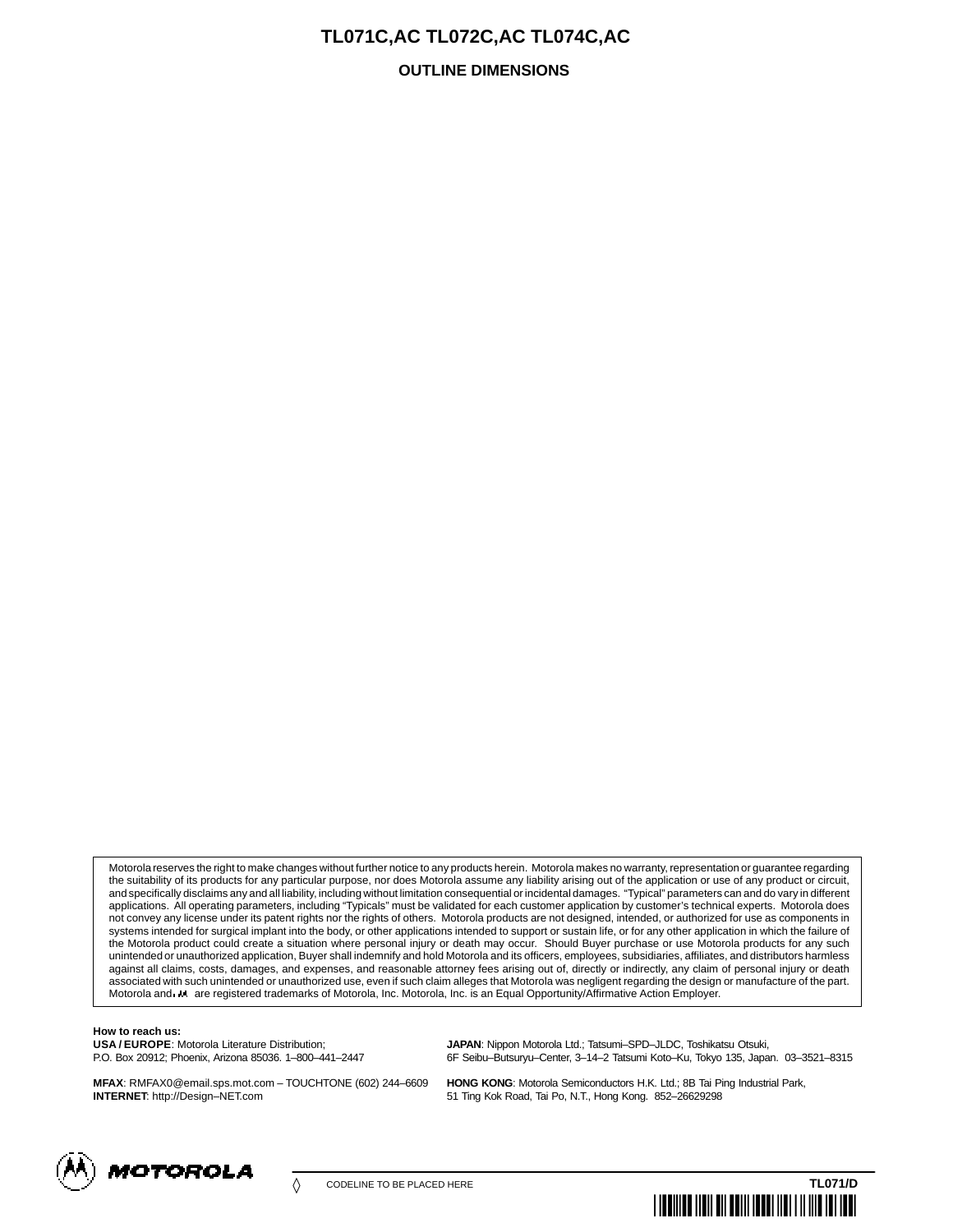# TL071C,AC TL072C,AC TL074C,AC

## OUTLINE DIMENSIONS

Motorola reserves the right to make changes without further notice to any products herein. Motorola makes no warranty, representation or guarantee regarding the suitability of its products for any particular purpose, nor does Motorola assume any liability arising out of the application or use of any product or circuit, and specifically disclaims any and all liability, including without limitation consequential or incidental damages. "Typical" parameters can and do vary in different applications. All operating parameters, including "Typicals" must be validated for each customer application by customer's technical experts. Motorola does not convey any license under its patent rights nor the rights of others. Motorola products are not designed, intended, or authorized for use as components in systems intended for surgical implant into the body, or other applications intended to support or sustain life, or for any other application in which the failure of the Motorola product could create a situation where personal injury or death may occur. Should Buyer purchase or use Motorola products for any such unintended or unauthorized application, Buyer shall indemnify and hold Motorola and its officers, employees, subsidiaries, affiliates, and distributors harmless against all claims, costs, damages, and expenses, and reasonable attorney fees arising out of, directly or indirectly, any claim of personal injury or death associated with such unintended or unauthorized use, even if such claim alleges that Motorola was negligent regarding the design or manufacture of the part. Motorola and Ⓜ are registered trademarks of Motorola, Inc. Motorola, Inc. is an Equal Opportunity/Affirmative Action Employer.

**How to reach us:**
**USA / EUROPE**: Motorola Literature Distribution;
P.O. Box 20912; Phoenix, Arizona 85036. 1–800–441–2447

**MFAX**: RMFAX0@email.sps.mot.com – TOUCHTONE (602) 244–6609
**INTERNET**: http://Design–NET.com

**JAPAN**: Nippon Motorola Ltd.; Tatsumi–SPD–JLDC, Toshikatsu Otsuki,
6F Seibu–Butsuryu–Center, 3–14–2 Tatsumi Koto–Ku, Tokyo 135, Japan. 03–3521–8315

**HONG KONG**: Motorola Semiconductors H.K. Ltd.; 8B Tai Ping Industrial Park,
51 Ting Kok Road, Tai Po, N.T., Hong Kong. 852–26629298

MOTOROLA

◊ CODELINE TO BE PLACED HERE

**TL071/D**